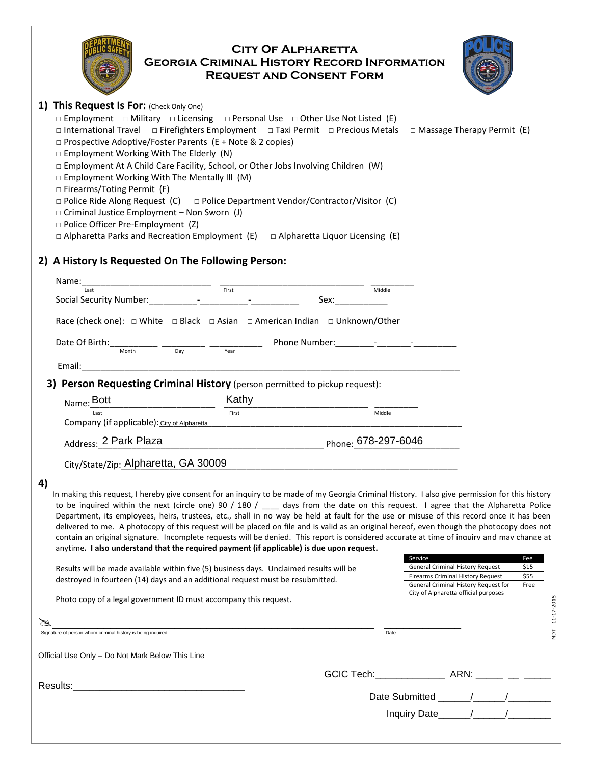# City Of Alpharetta
## Georgia Criminal History Record Information Request and Consent Form

**1) This Request Is For:** (Check Only One)

□ Employment □ Military □ Licensing □ Personal Use □ Other Use Not Listed (E)
□ International Travel □ Firefighters Employment □ Taxi Permit □ Precious Metals □ Massage Therapy Permit (E)
□ Prospective Adoptive/Foster Parents (E + Note & 2 copies)
□ Employment Working With The Elderly (N)
□ Employment At A Child Care Facility, School, or Other Jobs Involving Children (W)
□ Employment Working With The Mentally Ill (M)
□ Firearms/Toting Permit (F)
□ Police Ride Along Request (C) □ Police Department Vendor/Contractor/Visitor (C)
□ Criminal Justice Employment – Non Sworn (J)
□ Police Officer Pre-Employment (Z)
□ Alpharetta Parks and Recreation Employment (E) □ Alpharetta Liquor Licensing (E)

**2) A History Is Requested On The Following Person:**

Name:___________________________ ______________________________ _________
Last First Middle

Social Security Number:__________-__________-__________ Sex:___________

Race (check one): □ White □ Black □ Asian □ American Indian □ Unknown/Other

Date Of Birth:__________ _________ ___________ Phone Number:________-_______-_________
Month Day Year

Email:_______________________________________________________________________________

**3) Person Requesting Criminal History** (person permitted to pickup request):

Name: Bott Kathy _________
Last First Middle

Company (if applicable): City of Alpharetta

Address: 2 Park Plaza Phone: 678-297-6046

City/State/Zip: Alpharetta, GA 30009

**4)**

In making this request, I hereby give consent for an inquiry to be made of my Georgia Criminal History. I also give permission for this history to be inquired within the next (circle one) 90 / 180 / ____ days from the date on this request. I agree that the Alpharetta Police Department, its employees, heirs, trustees, etc., shall in no way be held at fault for the use or misuse of this record once it has been delivered to me. A photocopy of this request will be placed on file and is valid as an original hereof, even though the photocopy does not contain an original signature. Incomplete requests will be denied. This report is considered accurate at time of inquiry and may change at anytime. **I also understand that the required payment (if applicable) is due upon request.**

| Service | Fee |
|---|---|
| General Criminal History Request | $15 |
| Firearms Criminal History Request | $55 |
| General Criminal History Request for City of Alpharetta official purposes | Free |

Results will be made available within five (5) business days. Unclaimed results will be destroyed in fourteen (14) days and an additional request must be resubmitted.

Photo copy of a legal government ID must accompany this request.

_________________________________________________________________ _______________
Signature of person whom criminal history is being inquired Date

MDT 11-17-2015

Official Use Only – Do Not Mark Below This Line

GCIC Tech:_____________ ARN: _____ __ _____

Results:_________________________________

Date Submitted ______/______/________

Inquiry Date______/______/________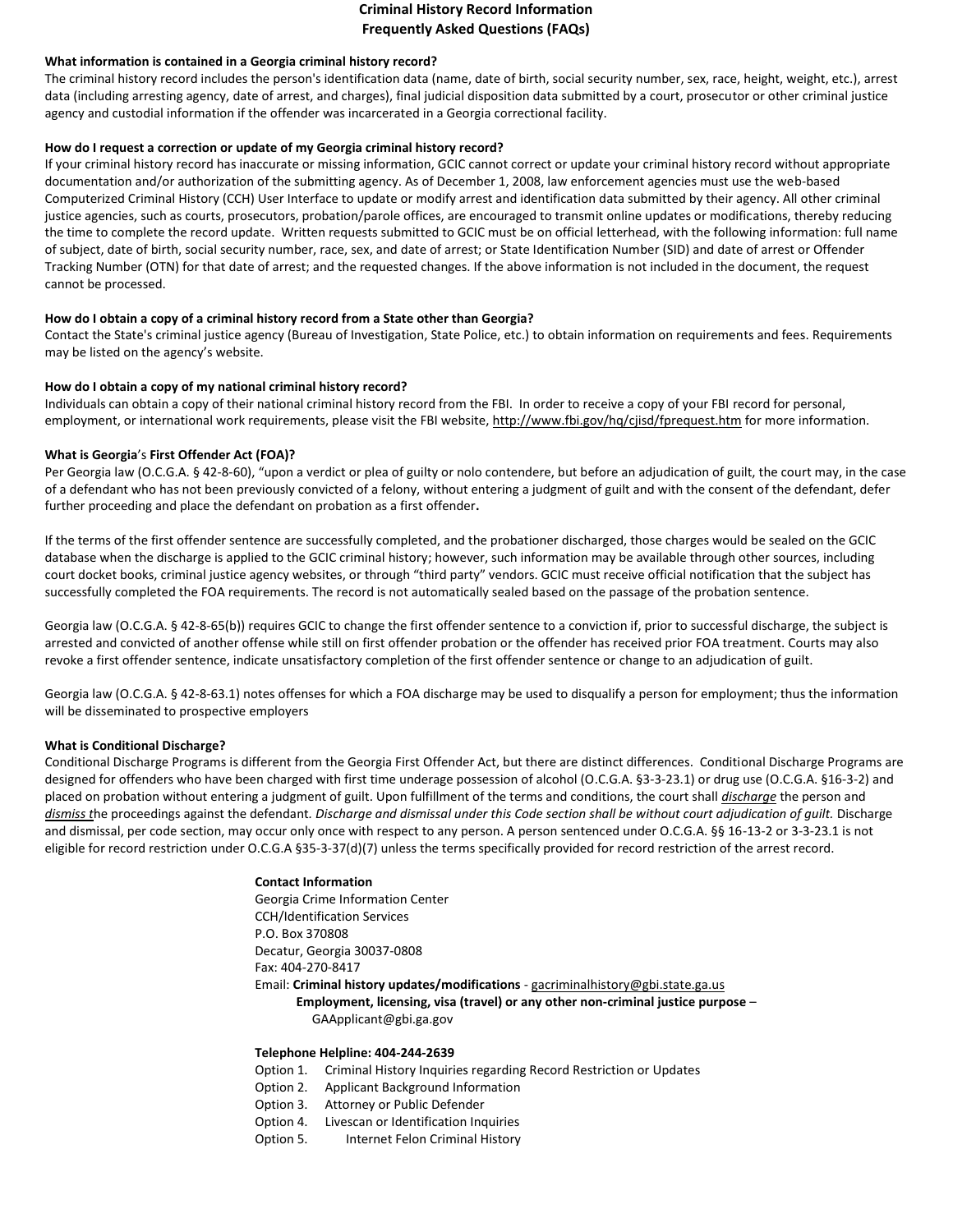# Criminal History Record Information
# Frequently Asked Questions (FAQs)

**What information is contained in a Georgia criminal history record?**

The criminal history record includes the person's identification data (name, date of birth, social security number, sex, race, height, weight, etc.), arrest data (including arresting agency, date of arrest, and charges), final judicial disposition data submitted by a court, prosecutor or other criminal justice agency and custodial information if the offender was incarcerated in a Georgia correctional facility.

**How do I request a correction or update of my Georgia criminal history record?**

If your criminal history record has inaccurate or missing information, GCIC cannot correct or update your criminal history record without appropriate documentation and/or authorization of the submitting agency. As of December 1, 2008, law enforcement agencies must use the web-based Computerized Criminal History (CCH) User Interface to update or modify arrest and identification data submitted by their agency. All other criminal justice agencies, such as courts, prosecutors, probation/parole offices, are encouraged to transmit online updates or modifications, thereby reducing the time to complete the record update. Written requests submitted to GCIC must be on official letterhead, with the following information: full name of subject, date of birth, social security number, race, sex, and date of arrest; or State Identification Number (SID) and date of arrest or Offender Tracking Number (OTN) for that date of arrest; and the requested changes. If the above information is not included in the document, the request cannot be processed.

**How do I obtain a copy of a criminal history record from a State other than Georgia?**

Contact the State's criminal justice agency (Bureau of Investigation, State Police, etc.) to obtain information on requirements and fees. Requirements may be listed on the agency's website.

**How do I obtain a copy of my national criminal history record?**

Individuals can obtain a copy of their national criminal history record from the FBI. In order to receive a copy of your FBI record for personal, employment, or international work requirements, please visit the FBI website, http://www.fbi.gov/hq/cjisd/fprequest.htm for more information.

**What is Georgia's First Offender Act (FOA)?**

Per Georgia law (O.C.G.A. § 42-8-60), "upon a verdict or plea of guilty or nolo contendere, but before an adjudication of guilt, the court may, in the case of a defendant who has not been previously convicted of a felony, without entering a judgment of guilt and with the consent of the defendant, defer further proceeding and place the defendant on probation as a first offender**.**

If the terms of the first offender sentence are successfully completed, and the probationer discharged, those charges would be sealed on the GCIC database when the discharge is applied to the GCIC criminal history; however, such information may be available through other sources, including court docket books, criminal justice agency websites, or through "third party" vendors. GCIC must receive official notification that the subject has successfully completed the FOA requirements. The record is not automatically sealed based on the passage of the probation sentence.

Georgia law (O.C.G.A. § 42-8-65(b)) requires GCIC to change the first offender sentence to a conviction if, prior to successful discharge, the subject is arrested and convicted of another offense while still on first offender probation or the offender has received prior FOA treatment. Courts may also revoke a first offender sentence, indicate unsatisfactory completion of the first offender sentence or change to an adjudication of guilt.

Georgia law (O.C.G.A. § 42-8-63.1) notes offenses for which a FOA discharge may be used to disqualify a person for employment; thus the information will be disseminated to prospective employers

**What is Conditional Discharge?**

Conditional Discharge Programs is different from the Georgia First Offender Act, but there are distinct differences. Conditional Discharge Programs are designed for offenders who have been charged with first time underage possession of alcohol (O.C.G.A. §3-3-23.1) or drug use (O.C.G.A. §16-3-2) and placed on probation without entering a judgment of guilt. Upon fulfillment of the terms and conditions, the court shall ***discharge*** the person and ***dismiss*** the proceedings against the defendant. *Discharge and dismissal under this Code section shall be without court adjudication of guilt.* Discharge and dismissal, per code section, may occur only once with respect to any person. A person sentenced under O.C.G.A. §§ 16-13-2 or 3-3-23.1 is not eligible for record restriction under O.C.G.A §35-3-37(d)(7) unless the terms specifically provided for record restriction of the arrest record.

**Contact Information**

Georgia Crime Information Center
CCH/Identification Services
P.O. Box 370808
Decatur, Georgia 30037-0808
Fax: 404-270-8417
Email: **Criminal history updates/modifications** - gacriminalhistory@gbi.state.ga.us
**Employment, licensing, visa (travel) or any other non-criminal justice purpose** – GAApplicant@gbi.ga.gov

**Telephone Helpline: 404-244-2639**

- Option 1. Criminal History Inquiries regarding Record Restriction or Updates
- Option 2. Applicant Background Information
- Option 3. Attorney or Public Defender
- Option 4. Livescan or Identification Inquiries
- Option 5. Internet Felon Criminal History